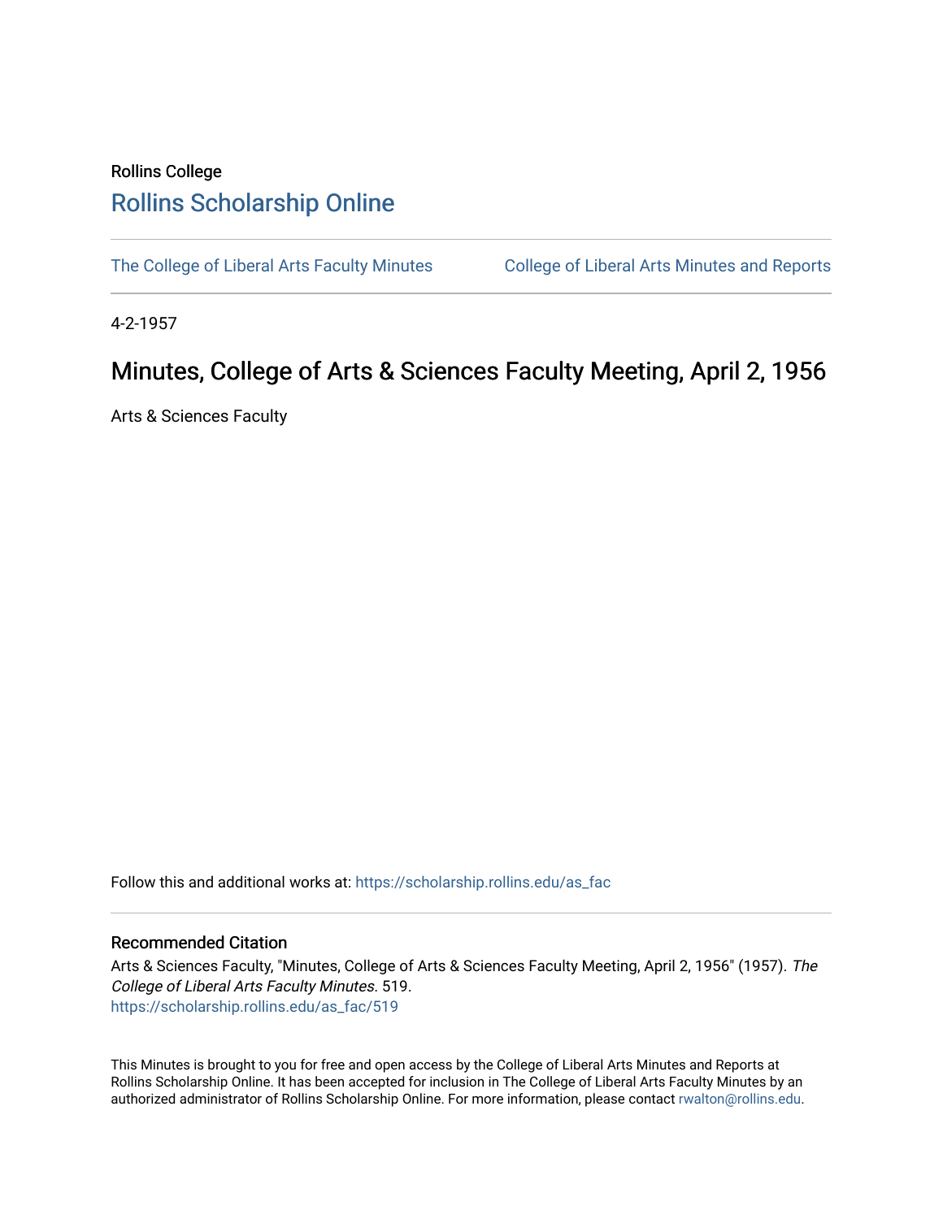Rollins College

# Rollins Scholarship Online

The College of Liberal Arts Faculty Minutes

College of Liberal Arts Minutes and Reports

4-2-1957

## Minutes, College of Arts & Sciences Faculty Meeting, April 2, 1956

Arts & Sciences Faculty

Follow this and additional works at: https://scholarship.rollins.edu/as_fac

### Recommended Citation

Arts & Sciences Faculty, "Minutes, College of Arts & Sciences Faculty Meeting, April 2, 1956" (1957). *The College of Liberal Arts Faculty Minutes*. 519.
https://scholarship.rollins.edu/as_fac/519

This Minutes is brought to you for free and open access by the College of Liberal Arts Minutes and Reports at Rollins Scholarship Online. It has been accepted for inclusion in The College of Liberal Arts Faculty Minutes by an authorized administrator of Rollins Scholarship Online. For more information, please contact rwalton@rollins.edu.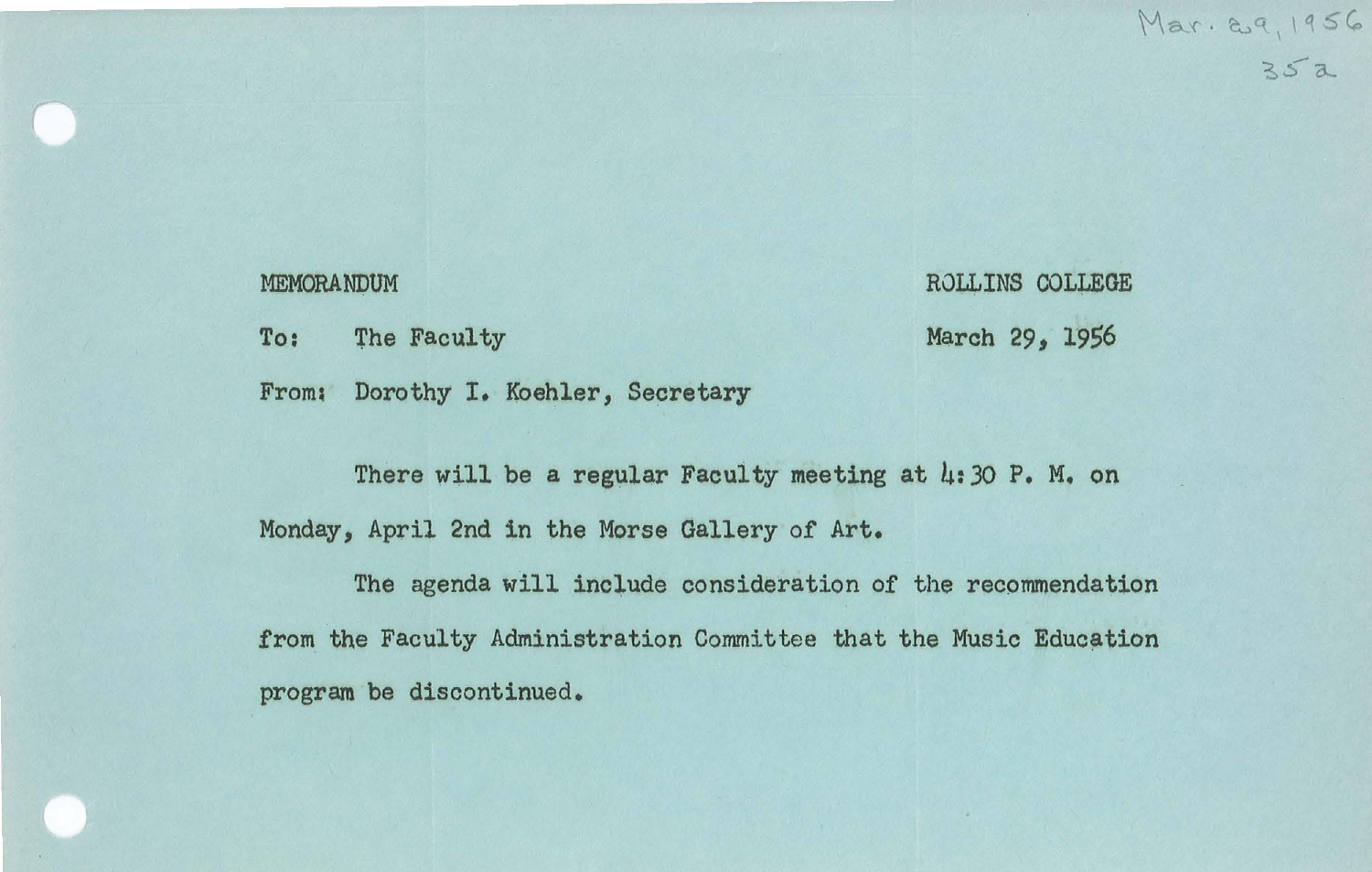Mar. 29, 1956

35a

MEMORANDUM

ROLLINS COLLEGE

To: The Faculty

March 29, 1956

From: Dorothy I. Koehler, Secretary

There will be a regular Faculty meeting at 4:30 P. M. on Monday, April 2nd in the Morse Gallery of Art.

The agenda will include consideration of the recommendation from the Faculty Administration Committee that the Music Education program be discontinued.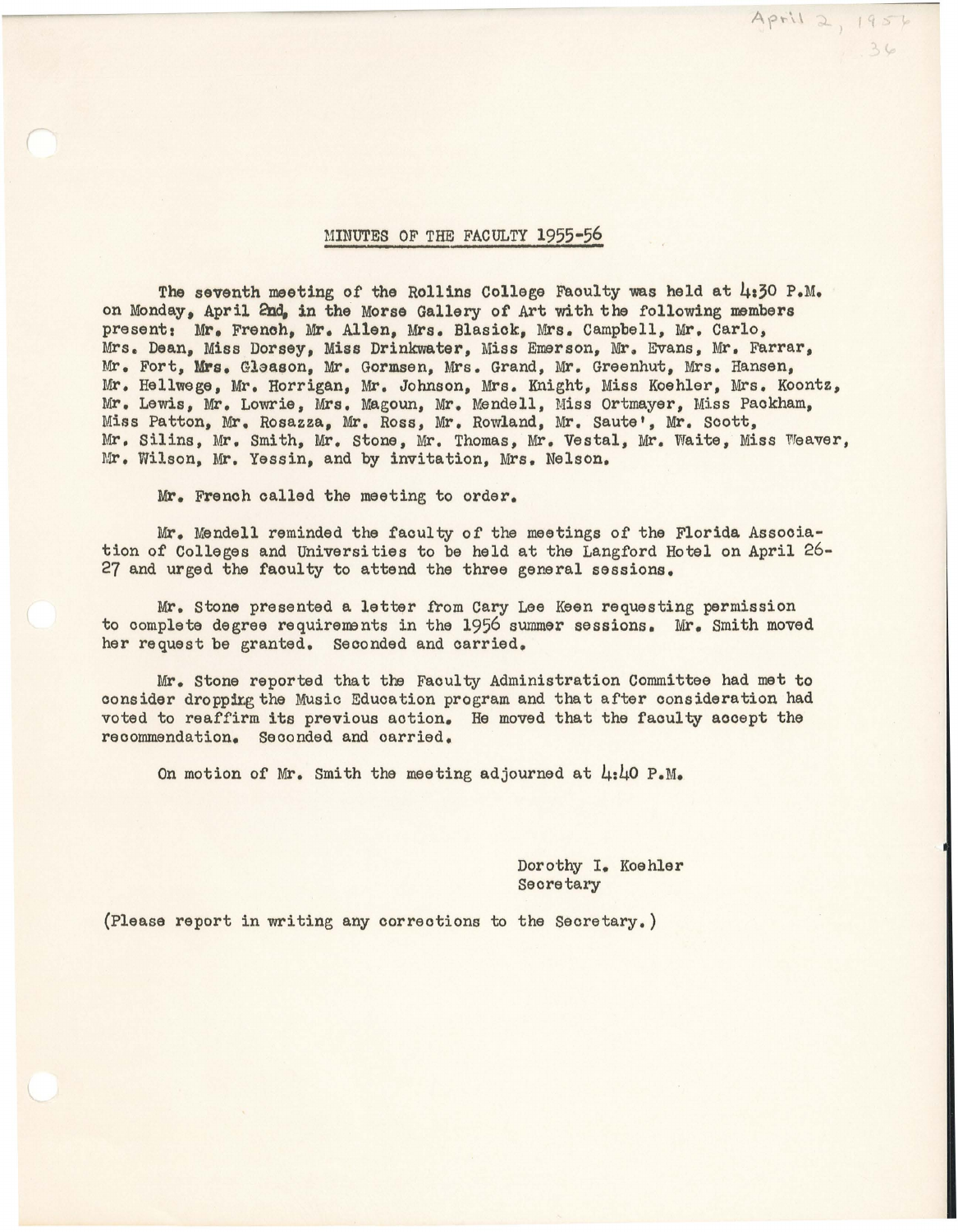April 2, 1956
36

MINUTES OF THE FACULTY 1955-56

The seventh meeting of the Rollins College Faculty was held at 4:30 P.M. on Monday, April 2nd, in the Morse Gallery of Art with the following members present: Mr. French, Mr. Allen, Mrs. Blasick, Mrs. Campbell, Mr. Carlo, Mrs. Dean, Miss Dorsey, Miss Drinkwater, Miss Emerson, Mr. Evans, Mr. Farrar, Mr. Fort, Mrs. Gleason, Mr. Gormsen, Mrs. Grand, Mr. Greenhut, Mrs. Hansen, Mr. Hellwege, Mr. Horrigan, Mr. Johnson, Mrs. Knight, Miss Koehler, Mrs. Koontz, Mr. Lewis, Mr. Lowrie, Mrs. Magoun, Mr. Mendell, Miss Ortmayer, Miss Packham, Miss Patton, Mr. Rosazza, Mr. Ross, Mr. Rowland, Mr. Saute', Mr. Scott, Mr. Silins, Mr. Smith, Mr. Stone, Mr. Thomas, Mr. Vestal, Mr. Waite, Miss Weaver, Mr. Wilson, Mr. Yessin, and by invitation, Mrs. Nelson.

Mr. French called the meeting to order.

Mr. Mendell reminded the faculty of the meetings of the Florida Association of Colleges and Universities to be held at the Langford Hotel on April 26-27 and urged the faculty to attend the three general sessions.

Mr. Stone presented a letter from Cary Lee Keen requesting permission to complete degree requirements in the 1956 summer sessions. Mr. Smith moved her request be granted. Seconded and carried.

Mr. Stone reported that the Faculty Administration Committee had met to consider dropping the Music Education program and that after consideration had voted to reaffirm its previous action. He moved that the faculty accept the recommendation. Seconded and carried.

On motion of Mr. Smith the meeting adjourned at 4:40 P.M.

Dorothy I. Koehler
Secretary

(Please report in writing any corrections to the Secretary.)